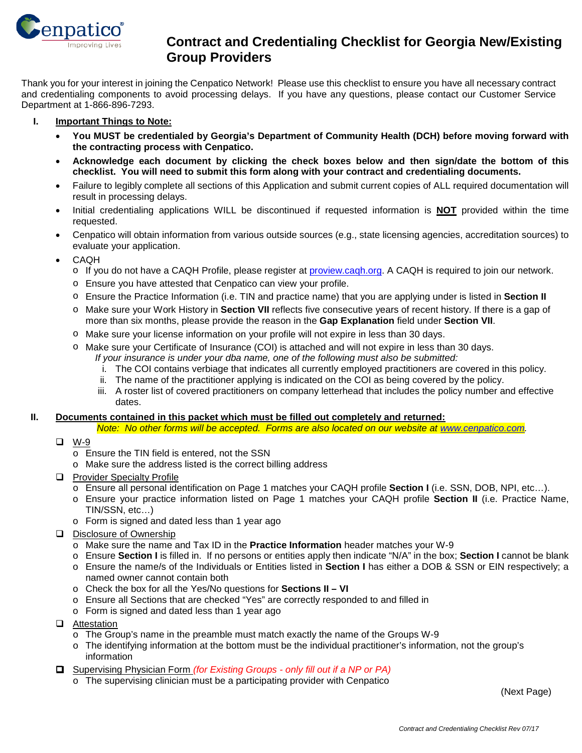# Contract and Credentialing Checklist for Georgia New/Existing Group Providers

Thank you for your interest in joining the Cenpatico Network! Please use this checklist to ensure you have all necessary contract and credentialing components to avoid processing delays. If you have any questions, please contact our Customer Service Department at 1-866-896-7293.

## I. Important Things to Note:

- **You MUST be credentialed by Georgia's Department of Community Health (DCH) before moving forward with the contracting process with Cenpatico.**
- **Acknowledge each document by clicking the check boxes below and then sign/date the bottom of this checklist. You will need to submit this form along with your contract and credentialing documents.**
- Failure to legibly complete all sections of this Application and submit current copies of ALL required documentation will result in processing delays.
- Initial credentialing applications WILL be discontinued if requested information is **NOT** provided within the time requested.
- Cenpatico will obtain information from various outside sources (e.g., state licensing agencies, accreditation sources) to evaluate your application.
- CAQH
  - If you do not have a CAQH Profile, please register at proview.caqh.org. A CAQH is required to join our network.
  - Ensure you have attested that Cenpatico can view your profile.
  - Ensure the Practice Information (i.e. TIN and practice name) that you are applying under is listed in **Section II**
  - Make sure your Work History in **Section VII** reflects five consecutive years of recent history. If there is a gap of more than six months, please provide the reason in the **Gap Explanation** field under **Section VII**.
  - Make sure your license information on your profile will not expire in less than 30 days.
  - Make sure your Certificate of Insurance (COI) is attached and will not expire in less than 30 days.
    *If your insurance is under your dba name, one of the following must also be submitted:*
    1. The COI contains verbiage that indicates all currently employed practitioners are covered in this policy.
    2. The name of the practitioner applying is indicated on the COI as being covered by the policy.
    3. A roster list of covered practitioners on company letterhead that includes the policy number and effective dates.

## II. Documents contained in this packet which must be filled out completely and returned:

*Note: No other forms will be accepted. Forms are also located on our website at www.cenpatico.com.*

- ☐ W-9
  - Ensure the TIN field is entered, not the SSN
  - Make sure the address listed is the correct billing address
- ☐ Provider Specialty Profile
  - Ensure all personal identification on Page 1 matches your CAQH profile **Section I** (i.e. SSN, DOB, NPI, etc…).
  - Ensure your practice information listed on Page 1 matches your CAQH profile **Section II** (i.e. Practice Name, TIN/SSN, etc…)
  - Form is signed and dated less than 1 year ago
- ☐ Disclosure of Ownership
  - Make sure the name and Tax ID in the **Practice Information** header matches your W-9
  - Ensure **Section I** is filled in. If no persons or entities apply then indicate "N/A" in the box; **Section I** cannot be blank
  - Ensure the name/s of the Individuals or Entities listed in **Section I** has either a DOB & SSN or EIN respectively; a named owner cannot contain both
  - Check the box for all the Yes/No questions for **Sections II – VI**
  - Ensure all Sections that are checked "Yes" are correctly responded to and filled in
  - Form is signed and dated less than 1 year ago
- ☐ Attestation
  - The Group's name in the preamble must match exactly the name of the Groups W-9
  - The identifying information at the bottom must be the individual practitioner's information, not the group's information
- ☐ Supervising Physician Form *(for Existing Groups - only fill out if a NP or PA)*
  - The supervising clinician must be a participating provider with Cenpatico

(Next Page)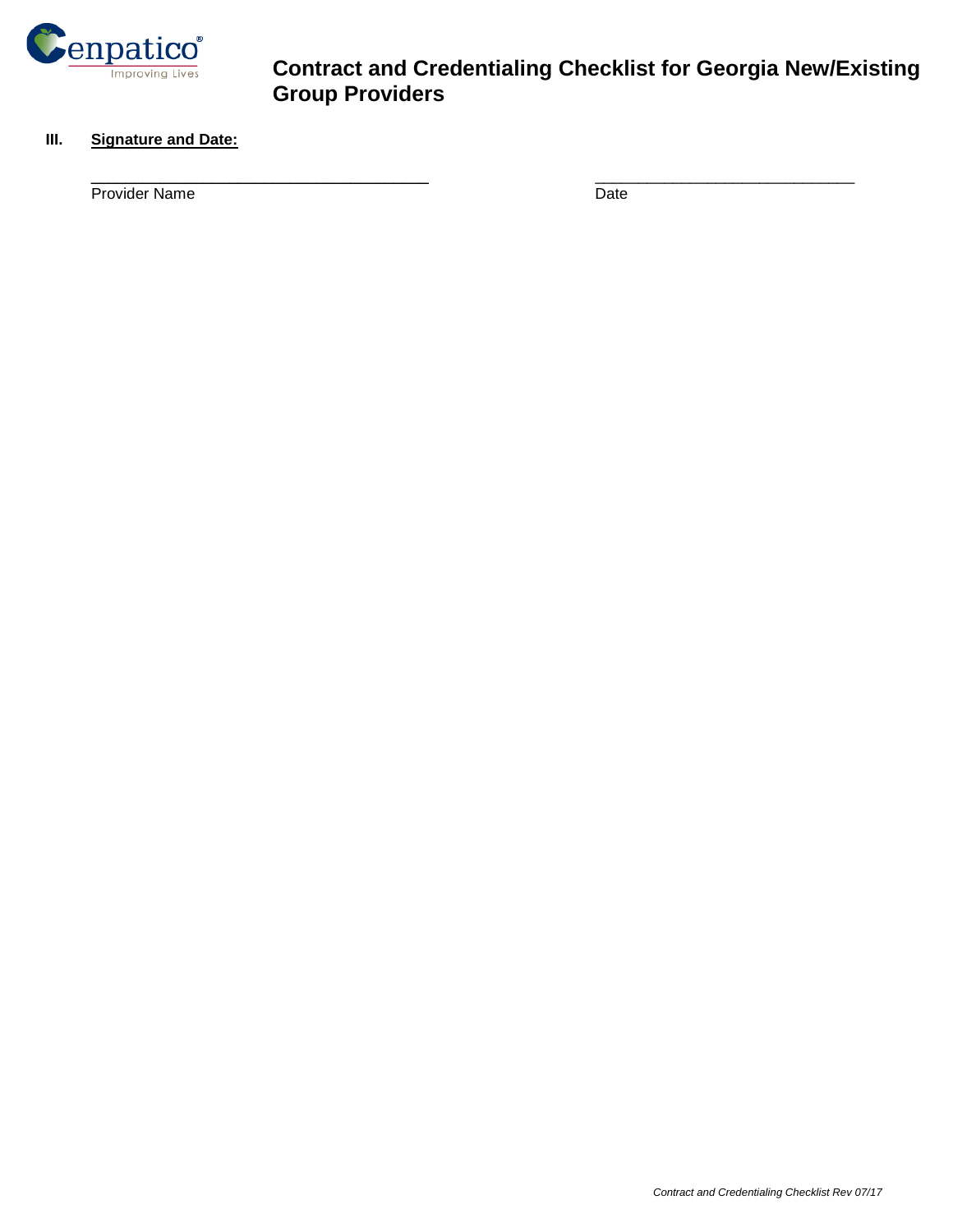# Contract and Credentialing Checklist for Georgia New/Existing Group Providers

### III. Signature and Date:

______________________________________ ______________________________

Provider Name Date